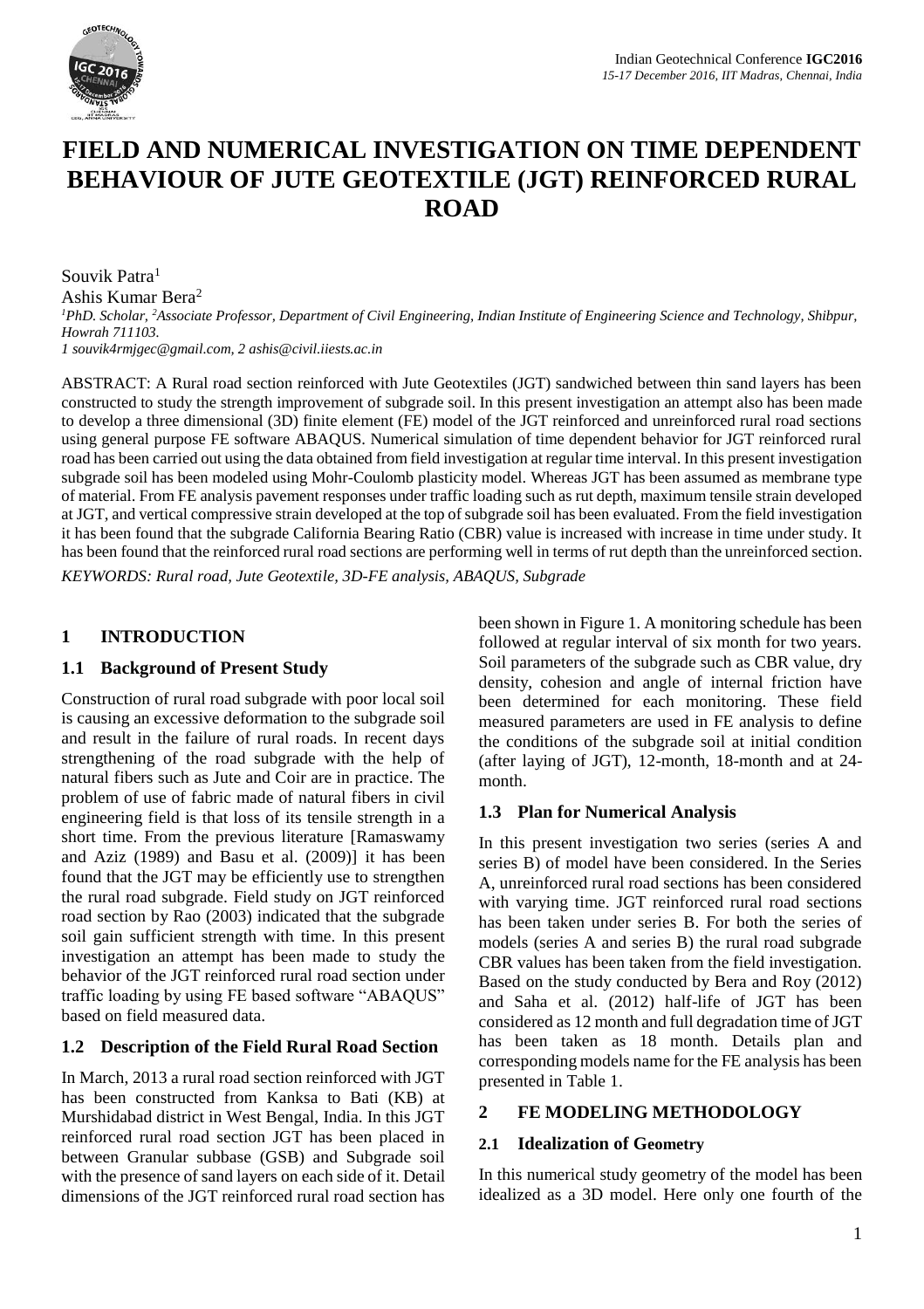# FIELD AND NUMERICAL INVESTIGATION ON TIME DEPENDENT BEHAVIOUR OF JUTE GEOTEXTILE (JGT) REINFORCED RURAL ROAD

Souvik Patra[1]
Ashis Kumar Bera[2]

[1]*PhD. Scholar,* [2]*Associate Professor, Department of Civil Engineering, Indian Institute of Engineering Science and Technology, Shibpur, Howrah 711103.*
*1 souvik4rmjgec@gmail.com, 2 ashis@civil.iiests.ac.in*

ABSTRACT: A Rural road section reinforced with Jute Geotextiles (JGT) sandwiched between thin sand layers has been constructed to study the strength improvement of subgrade soil. In this present investigation an attempt also has been made to develop a three dimensional (3D) finite element (FE) model of the JGT reinforced and unreinforced rural road sections using general purpose FE software ABAQUS. Numerical simulation of time dependent behavior for JGT reinforced rural road has been carried out using the data obtained from field investigation at regular time interval. In this present investigation subgrade soil has been modeled using Mohr-Coulomb plasticity model. Whereas JGT has been assumed as membrane type of material. From FE analysis pavement responses under traffic loading such as rut depth, maximum tensile strain developed at JGT, and vertical compressive strain developed at the top of subgrade soil has been evaluated. From the field investigation it has been found that the subgrade California Bearing Ratio (CBR) value is increased with increase in time under study. It has been found that the reinforced rural road sections are performing well in terms of rut depth than the unreinforced section.

*KEYWORDS: Rural road, Jute Geotextile, 3D-FE analysis, ABAQUS, Subgrade*

## 1 INTRODUCTION

### 1.1 Background of Present Study

Construction of rural road subgrade with poor local soil is causing an excessive deformation to the subgrade soil and result in the failure of rural roads. In recent days strengthening of the road subgrade with the help of natural fibers such as Jute and Coir are in practice. The problem of use of fabric made of natural fibers in civil engineering field is that loss of its tensile strength in a short time. From the previous literature [Ramaswamy and Aziz (1989) and Basu et al. (2009)] it has been found that the JGT may be efficiently use to strengthen the rural road subgrade. Field study on JGT reinforced road section by Rao (2003) indicated that the subgrade soil gain sufficient strength with time. In this present investigation an attempt has been made to study the behavior of the JGT reinforced rural road section under traffic loading by using FE based software "ABAQUS" based on field measured data.

### 1.2 Description of the Field Rural Road Section

In March, 2013 a rural road section reinforced with JGT has been constructed from Kanksa to Bati (KB) at Murshidabad district in West Bengal, India. In this JGT reinforced rural road section JGT has been placed in between Granular subbase (GSB) and Subgrade soil with the presence of sand layers on each side of it. Detail dimensions of the JGT reinforced rural road section has been shown in Figure 1. A monitoring schedule has been followed at regular interval of six month for two years. Soil parameters of the subgrade such as CBR value, dry density, cohesion and angle of internal friction have been determined for each monitoring. These field measured parameters are used in FE analysis to define the conditions of the subgrade soil at initial condition (after laying of JGT), 12-month, 18-month and at 24-month.

### 1.3 Plan for Numerical Analysis

In this present investigation two series (series A and series B) of model have been considered. In the Series A, unreinforced rural road sections has been considered with varying time. JGT reinforced rural road sections has been taken under series B. For both the series of models (series A and series B) the rural road subgrade CBR values has been taken from the field investigation. Based on the study conducted by Bera and Roy (2012) and Saha et al. (2012) half-life of JGT has been considered as 12 month and full degradation time of JGT has been taken as 18 month. Details plan and corresponding models name for the FE analysis has been presented in Table 1.

## 2 FE MODELING METHODOLOGY

### 2.1 Idealization of Geometry

In this numerical study geometry of the model has been idealized as a 3D model. Here only one fourth of the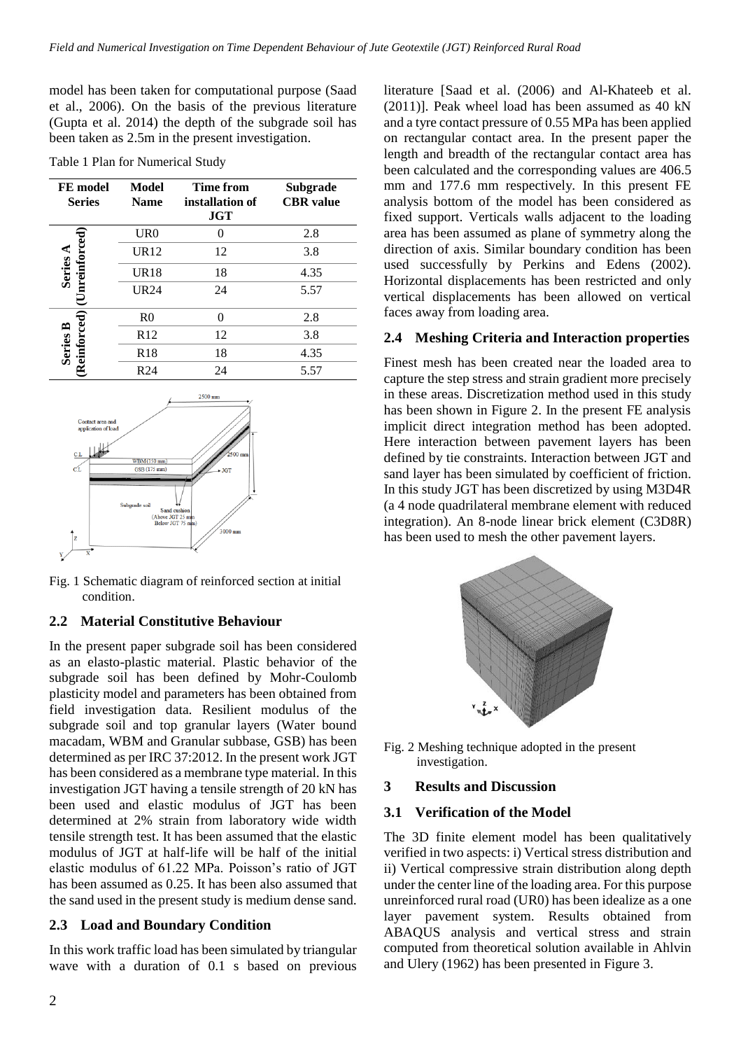model has been taken for computational purpose (Saad et al., 2006). On the basis of the previous literature (Gupta et al. 2014) the depth of the subgrade soil has been taken as 2.5m in the present investigation.

Table 1 Plan for Numerical Study

| FE model Series | Model Name | Time from installation of JGT | Subgrade CBR value |
|---|---|---|---|
| Series A (Unreinforced) | UR0 | 0 | 2.8 |
| | UR12 | 12 | 3.8 |
| | UR18 | 18 | 4.35 |
| | UR24 | 24 | 5.57 |
| Series B (Reinforced) | R0 | 0 | 2.8 |
| | R12 | 12 | 3.8 |
| | R18 | 18 | 4.35 |
| | R24 | 24 | 5.57 |

Fig. 1 Schematic diagram of reinforced section at initial condition.

## 2.2 Material Constitutive Behaviour

In the present paper subgrade soil has been considered as an elasto-plastic material. Plastic behavior of the subgrade soil has been defined by Mohr-Coulomb plasticity model and parameters has been obtained from field investigation data. Resilient modulus of the subgrade soil and top granular layers (Water bound macadam, WBM and Granular subbase, GSB) has been determined as per IRC 37:2012. In the present work JGT has been considered as a membrane type material. In this investigation JGT having a tensile strength of 20 kN has been used and elastic modulus of JGT has been determined at 2% strain from laboratory wide width tensile strength test. It has been assumed that the elastic modulus of JGT at half-life will be half of the initial elastic modulus of 61.22 MPa. Poisson's ratio of JGT has been assumed as 0.25. It has been also assumed that the sand used in the present study is medium dense sand.

## 2.3 Load and Boundary Condition

In this work traffic load has been simulated by triangular wave with a duration of 0.1 s based on previous literature [Saad et al. (2006) and Al-Khateeb et al. (2011)]. Peak wheel load has been assumed as 40 kN and a tyre contact pressure of 0.55 MPa has been applied on rectangular contact area. In the present paper the length and breadth of the rectangular contact area has been calculated and the corresponding values are 406.5 mm and 177.6 mm respectively. In this present FE analysis bottom of the model has been considered as fixed support. Verticals walls adjacent to the loading area has been assumed as plane of symmetry along the direction of axis. Similar boundary condition has been used successfully by Perkins and Edens (2002). Horizontal displacements has been restricted and only vertical displacements has been allowed on vertical faces away from loading area.

## 2.4 Meshing Criteria and Interaction properties

Finest mesh has been created near the loaded area to capture the step stress and strain gradient more precisely in these areas. Discretization method used in this study has been shown in Figure 2. In the present FE analysis implicit direct integration method has been adopted. Here interaction between pavement layers has been defined by tie constraints. Interaction between JGT and sand layer has been simulated by coefficient of friction. In this study JGT has been discretized by using M3D4R (a 4 node quadrilateral membrane element with reduced integration). An 8-node linear brick element (C3D8R) has been used to mesh the other pavement layers.

Fig. 2 Meshing technique adopted in the present investigation.

# 3 Results and Discussion

## 3.1 Verification of the Model

The 3D finite element model has been qualitatively verified in two aspects: i) Vertical stress distribution and ii) Vertical compressive strain distribution along depth under the center line of the loading area. For this purpose unreinforced rural road (UR0) has been idealize as a one layer pavement system. Results obtained from ABAQUS analysis and vertical stress and strain computed from theoretical solution available in Ahlvin and Ulery (1962) has been presented in Figure 3.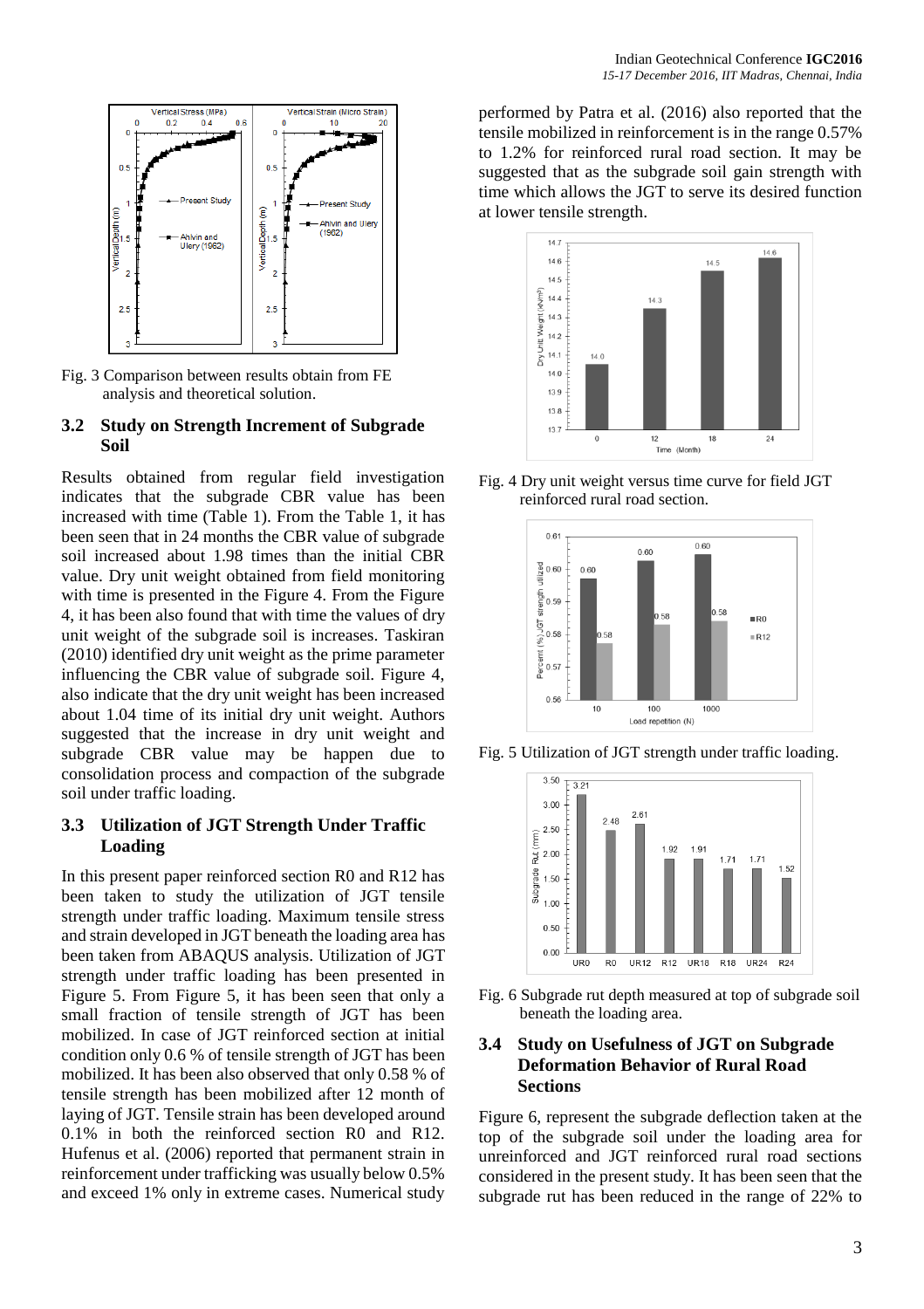Fig. 3 Comparison between results obtain from FE analysis and theoretical solution.

### 3.2 Study on Strength Increment of Subgrade Soil

Results obtained from regular field investigation indicates that the subgrade CBR value has been increased with time (Table 1). From the Table 1, it has been seen that in 24 months the CBR value of subgrade soil increased about 1.98 times than the initial CBR value. Dry unit weight obtained from field monitoring with time is presented in the Figure 4. From the Figure 4, it has been also found that with time the values of dry unit weight of the subgrade soil is increases. Taskiran (2010) identified dry unit weight as the prime parameter influencing the CBR value of subgrade soil. Figure 4, also indicate that the dry unit weight has been increased about 1.04 time of its initial dry unit weight. Authors suggested that the increase in dry unit weight and subgrade CBR value may be happen due to consolidation process and compaction of the subgrade soil under traffic loading.

### 3.3 Utilization of JGT Strength Under Traffic Loading

In this present paper reinforced section R0 and R12 has been taken to study the utilization of JGT tensile strength under traffic loading. Maximum tensile stress and strain developed in JGT beneath the loading area has been taken from ABAQUS analysis. Utilization of JGT strength under traffic loading has been presented in Figure 5. From Figure 5, it has been seen that only a small fraction of tensile strength of JGT has been mobilized. In case of JGT reinforced section at initial condition only 0.6 % of tensile strength of JGT has been mobilized. It has been also observed that only 0.58 % of tensile strength has been mobilized after 12 month of laying of JGT. Tensile strain has been developed around 0.1% in both the reinforced section R0 and R12. Hufenus et al. (2006) reported that permanent strain in reinforcement under trafficking was usually below 0.5% and exceed 1% only in extreme cases. Numerical study performed by Patra et al. (2016) also reported that the tensile mobilized in reinforcement is in the range 0.57% to 1.2% for reinforced rural road section. It may be suggested that as the subgrade soil gain strength with time which allows the JGT to serve its desired function at lower tensile strength.

Fig. 4 Dry unit weight versus time curve for field JGT reinforced rural road section.

Fig. 5 Utilization of JGT strength under traffic loading.

Fig. 6 Subgrade rut depth measured at top of subgrade soil beneath the loading area.

### 3.4 Study on Usefulness of JGT on Subgrade Deformation Behavior of Rural Road Sections

Figure 6, represent the subgrade deflection taken at the top of the subgrade soil under the loading area for unreinforced and JGT reinforced rural road sections considered in the present study. It has been seen that the subgrade rut has been reduced in the range of 22% to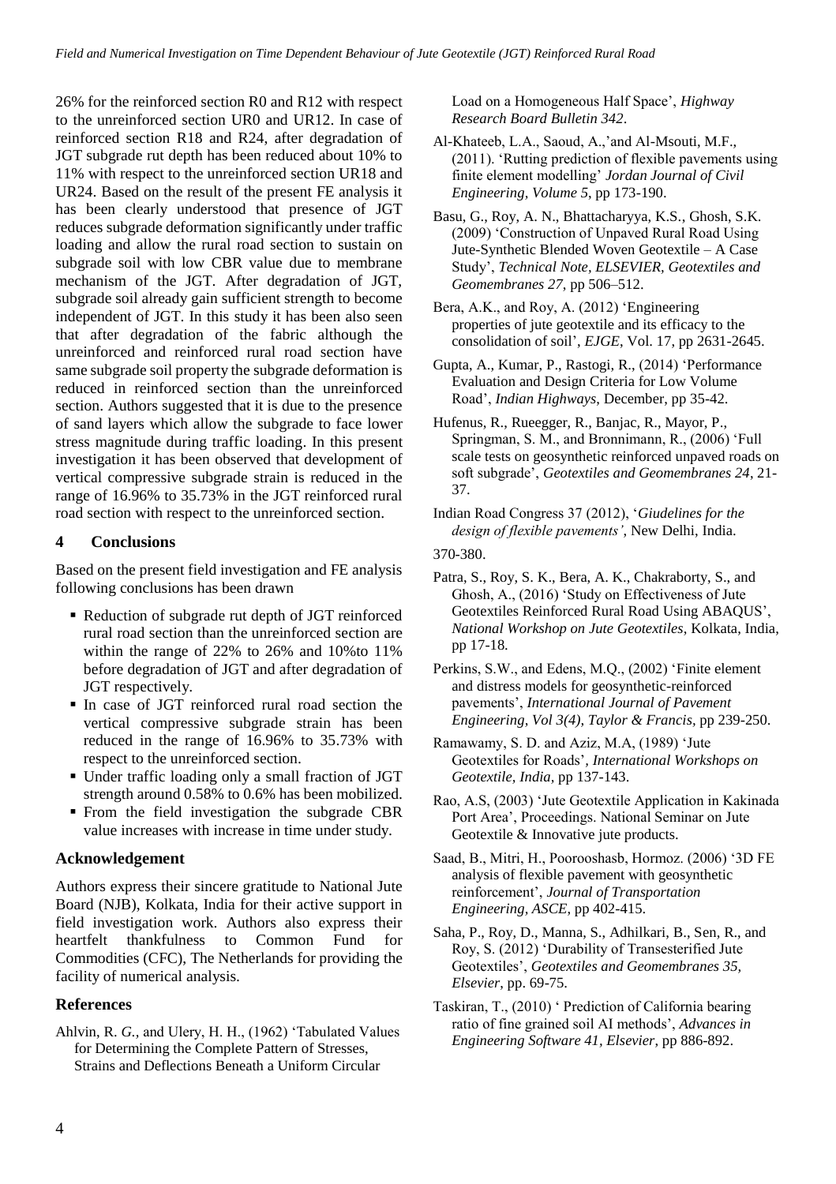26% for the reinforced section R0 and R12 with respect to the unreinforced section UR0 and UR12. In case of reinforced section R18 and R24, after degradation of JGT subgrade rut depth has been reduced about 10% to 11% with respect to the unreinforced section UR18 and UR24. Based on the result of the present FE analysis it has been clearly understood that presence of JGT reduces subgrade deformation significantly under traffic loading and allow the rural road section to sustain on subgrade soil with low CBR value due to membrane mechanism of the JGT. After degradation of JGT, subgrade soil already gain sufficient strength to become independent of JGT. In this study it has been also seen that after degradation of the fabric although the unreinforced and reinforced rural road section have same subgrade soil property the subgrade deformation is reduced in reinforced section than the unreinforced section. Authors suggested that it is due to the presence of sand layers which allow the subgrade to face lower stress magnitude during traffic loading. In this present investigation it has been observed that development of vertical compressive subgrade strain is reduced in the range of 16.96% to 35.73% in the JGT reinforced rural road section with respect to the unreinforced section.

## 4 Conclusions

Based on the present field investigation and FE analysis following conclusions has been drawn

- Reduction of subgrade rut depth of JGT reinforced rural road section than the unreinforced section are within the range of 22% to 26% and 10%to 11% before degradation of JGT and after degradation of JGT respectively.
- In case of JGT reinforced rural road section the vertical compressive subgrade strain has been reduced in the range of 16.96% to 35.73% with respect to the unreinforced section.
- Under traffic loading only a small fraction of JGT strength around 0.58% to 0.6% has been mobilized.
- From the field investigation the subgrade CBR value increases with increase in time under study.

## Acknowledgement

Authors express their sincere gratitude to National Jute Board (NJB), Kolkata, India for their active support in field investigation work. Authors also express their heartfelt thankfulness to Common Fund for Commodities (CFC), The Netherlands for providing the facility of numerical analysis.

## References

Ahlvin, R. *G.,* and Ulery, H. H., (1962) 'Tabulated Values for Determining the Complete Pattern of Stresses, Strains and Deflections Beneath a Uniform Circular Load on a Homogeneous Half Space', *Highway Research Board Bulletin 342*.

Al-Khateeb, L.A., Saoud, A.,'and Al-Msouti, M.F., (2011). 'Rutting prediction of flexible pavements using finite element modelling' *Jordan Journal of Civil Engineering, Volume 5*, pp 173-190.

Basu, G., Roy, A. N., Bhattacharyya, K.S., Ghosh, S.K. (2009) 'Construction of Unpaved Rural Road Using Jute-Synthetic Blended Woven Geotextile – A Case Study', *Technical Note, ELSEVIER, Geotextiles and Geomembranes 27*, pp 506–512.

Bera, A.K., and Roy, A. (2012) 'Engineering properties of jute geotextile and its efficacy to the consolidation of soil', *EJGE*, Vol. 17, pp 2631-2645.

Gupta, A., Kumar, P., Rastogi, R., (2014) 'Performance Evaluation and Design Criteria for Low Volume Road', *Indian Highways*, December, pp 35-42.

Hufenus, R., Rueegger, R., Banjac, R., Mayor, P., Springman, S. M., and Bronnimann, R., (2006) 'Full scale tests on geosynthetic reinforced unpaved roads on soft subgrade', *Geotextiles and Geomembranes 24*, 21-37.

Indian Road Congress 37 (2012), '*Giudelines for the design of flexible pavements'*, New Delhi, India.

370-380.

Patra, S., Roy, S. K., Bera, A. K., Chakraborty, S., and Ghosh, A., (2016) 'Study on Effectiveness of Jute Geotextiles Reinforced Rural Road Using ABAQUS', *National Workshop on Jute Geotextiles*, Kolkata, India, pp 17-18.

Perkins, S.W., and Edens, M.Q., (2002) 'Finite element and distress models for geosynthetic-reinforced pavements', *International Journal of Pavement Engineering, Vol 3(4), Taylor & Francis,* pp 239-250.

Ramawamy, S. D. and Aziz, M.A, (1989) 'Jute Geotextiles for Roads', *International Workshops on Geotextile, India*, pp 137-143.

Rao, A.S, (2003) 'Jute Geotextile Application in Kakinada Port Area', Proceedings. National Seminar on Jute Geotextile & Innovative jute products.

Saad, B., Mitri, H., Poorooshasb, Hormoz. (2006) '3D FE analysis of flexible pavement with geosynthetic reinforcement', *Journal of Transportation Engineering, ASCE*, pp 402-415.

Saha, P., Roy, D., Manna, S., Adhilkari, B., Sen, R., and Roy, S. (2012) 'Durability of Transesterified Jute Geotextiles', *Geotextiles and Geomembranes 35, Elsevier*, pp. 69-75.

Taskiran, T., (2010) ' Prediction of California bearing ratio of fine grained soil AI methods', *Advances in Engineering Software 41, Elsevier*, pp 886-892.